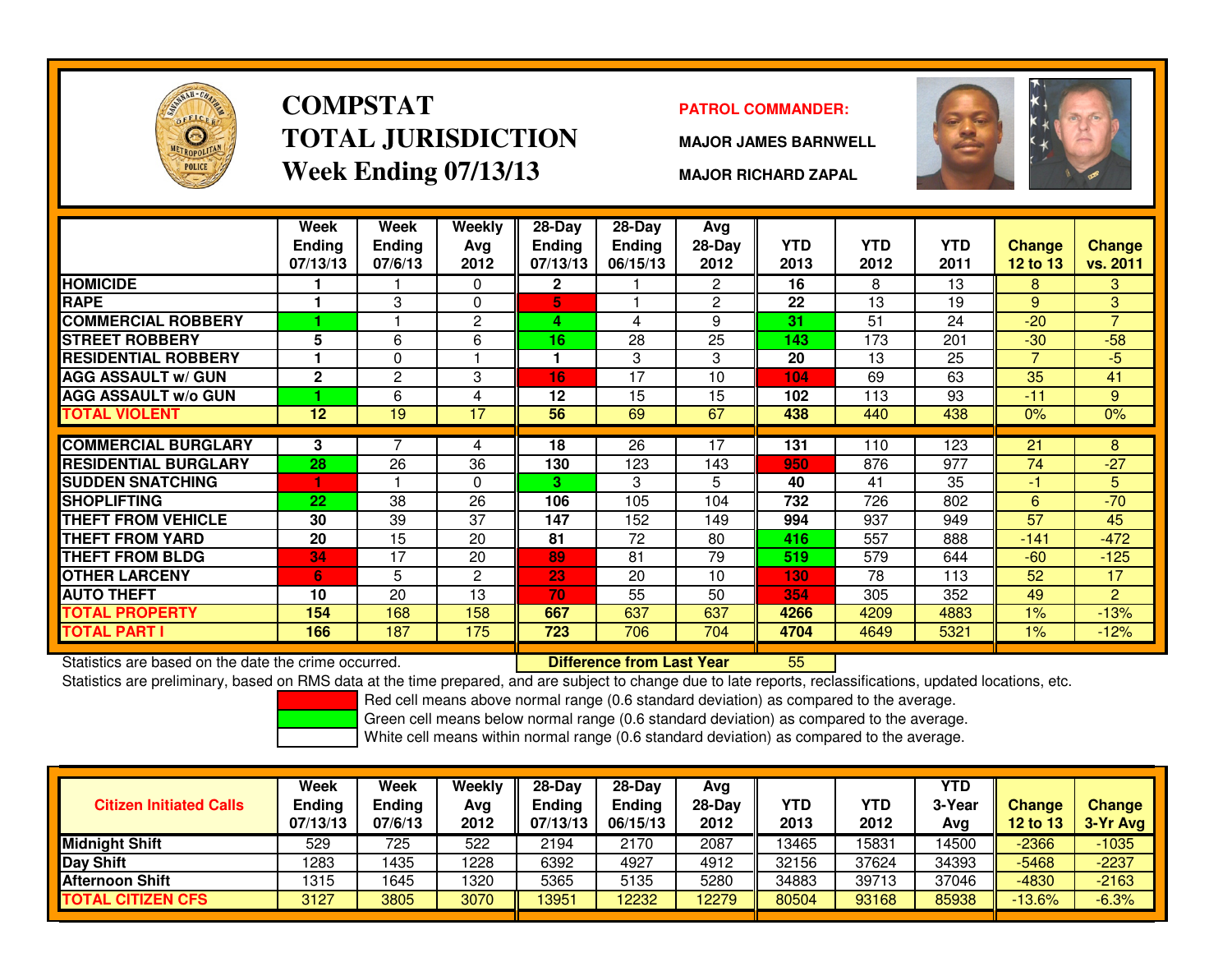# COMPSTAT
# TOTAL JURISDICTION
## Week Ending 07/13/13

**PATROL COMMANDER:**

**MAJOR JAMES BARNWELL**

**MAJOR RICHARD ZAPAL**

| | Week Ending 07/13/13 | Week Ending 07/6/13 | Weekly Avg 2012 | 28-Day Ending 07/13/13 | 28-Day Ending 06/15/13 | Avg 28-Day 2012 | YTD 2013 | YTD 2012 | YTD 2011 | Change 12 to 13 | Change vs. 2011 |
|---|---|---|---|---|---|---|---|---|---|---|---|
| HOMICIDE | 1 | 1 | 0 | 2 | 1 | 2 | 16 | 8 | 13 | 8 | 3 |
| RAPE | 1 | 3 | 0 | 5 | 1 | 2 | 22 | 13 | 19 | 9 | 3 |
| COMMERCIAL ROBBERY | 1 | 1 | 2 | 4 | 4 | 9 | 31 | 51 | 24 | -20 | 7 |
| STREET ROBBERY | 5 | 6 | 6 | 16 | 28 | 25 | 143 | 173 | 201 | -30 | -58 |
| RESIDENTIAL ROBBERY | 1 | 0 | 1 | 1 | 3 | 3 | 20 | 13 | 25 | 7 | -5 |
| AGG ASSAULT w/ GUN | 2 | 2 | 3 | 16 | 17 | 10 | 104 | 69 | 63 | 35 | 41 |
| AGG ASSAULT w/o GUN | 1 | 6 | 4 | 12 | 15 | 15 | 102 | 113 | 93 | -11 | 9 |
| TOTAL VIOLENT | 12 | 19 | 17 | 56 | 69 | 67 | 438 | 440 | 438 | 0% | 0% |
| COMMERCIAL BURGLARY | 3 | 7 | 4 | 18 | 26 | 17 | 131 | 110 | 123 | 21 | 8 |
| RESIDENTIAL BURGLARY | 28 | 26 | 36 | 130 | 123 | 143 | 950 | 876 | 977 | 74 | -27 |
| SUDDEN SNATCHING | 1 | 1 | 0 | 3 | 3 | 5 | 40 | 41 | 35 | -1 | 5 |
| SHOPLIFTING | 22 | 38 | 26 | 106 | 105 | 104 | 732 | 726 | 802 | 6 | -70 |
| THEFT FROM VEHICLE | 30 | 39 | 37 | 147 | 152 | 149 | 994 | 937 | 949 | 57 | 45 |
| THEFT FROM YARD | 20 | 15 | 20 | 81 | 72 | 80 | 416 | 557 | 888 | -141 | -472 |
| THEFT FROM BLDG | 34 | 17 | 20 | 89 | 81 | 79 | 519 | 579 | 644 | -60 | -125 |
| OTHER LARCENY | 6 | 5 | 2 | 23 | 20 | 10 | 130 | 78 | 113 | 52 | 17 |
| AUTO THEFT | 10 | 20 | 13 | 70 | 55 | 50 | 354 | 305 | 352 | 49 | 2 |
| TOTAL PROPERTY | 154 | 168 | 158 | 667 | 637 | 637 | 4266 | 4209 | 4883 | 1% | -13% |
| TOTAL PART I | 166 | 187 | 175 | 723 | 706 | 704 | 4704 | 4649 | 5321 | 1% | -12% |

Statistics are based on the date the crime occurred. **Difference from Last Year** 55

Statistics are preliminary, based on RMS data at the time prepared, and are subject to change due to late reports, reclassifications, updated locations, etc.

Red cell means above normal range (0.6 standard deviation) as compared to the average.
Green cell means below normal range (0.6 standard deviation) as compared to the average.
White cell means within normal range (0.6 standard deviation) as compared to the average.

| Citizen Initiated Calls | Week Ending 07/13/13 | Week Ending 07/6/13 | Weekly Avg 2012 | 28-Day Ending 07/13/13 | 28-Day Ending 06/15/13 | Avg 28-Day 2012 | YTD 2013 | YTD 2012 | YTD 3-Year Avg | Change 12 to 13 | Change 3-Yr Avg |
|---|---|---|---|---|---|---|---|---|---|---|---|
| Midnight Shift | 529 | 725 | 522 | 2194 | 2170 | 2087 | 13465 | 15831 | 14500 | -2366 | -1035 |
| Day Shift | 1283 | 1435 | 1228 | 6392 | 4927 | 4912 | 32156 | 37624 | 34393 | -5468 | -2237 |
| Afternoon Shift | 1315 | 1645 | 1320 | 5365 | 5135 | 5280 | 34883 | 39713 | 37046 | -4830 | -2163 |
| TOTAL CITIZEN CFS | 3127 | 3805 | 3070 | 13951 | 12232 | 12279 | 80504 | 93168 | 85938 | -13.6% | -6.3% |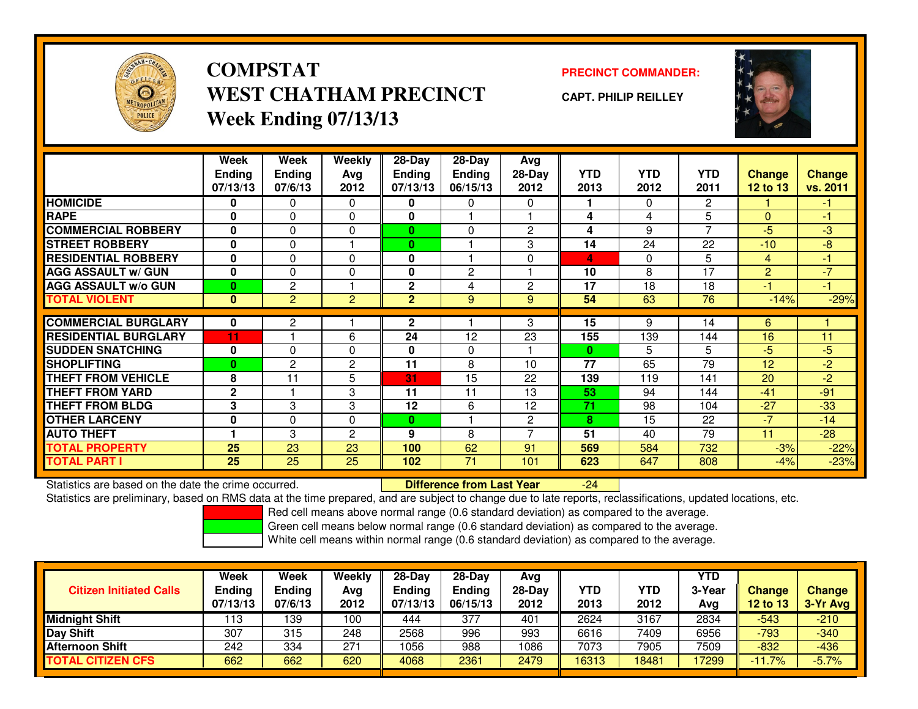# COMPSTAT
## WEST CHATHAM PRECINCT
### Week Ending 07/13/13

**PRECINCT COMMANDER:**

**CAPT. PHILIP REILLEY**

| | Week Ending 07/13/13 | Week Ending 07/6/13 | Weekly Avg 2012 | 28-Day Ending 07/13/13 | 28-Day Ending 06/15/13 | Avg 28-Day 2012 | YTD 2013 | YTD 2012 | YTD 2011 | Change 12 to 13 | Change vs. 2011 |
|---|---|---|---|---|---|---|---|---|---|---|---|
| HOMICIDE | 0 | 0 | 0 | 0 | 0 | 0 | 1 | 0 | 2 | 1 | -1 |
| RAPE | 0 | 0 | 0 | 0 | 1 | 1 | 4 | 4 | 5 | 0 | -1 |
| COMMERCIAL ROBBERY | 0 | 0 | 0 | 0 | 0 | 2 | 4 | 9 | 7 | -5 | -3 |
| STREET ROBBERY | 0 | 0 | 1 | 0 | 1 | 3 | 14 | 24 | 22 | -10 | -8 |
| RESIDENTIAL ROBBERY | 0 | 0 | 0 | 0 | 1 | 0 | 4 | 0 | 5 | 4 | -1 |
| AGG ASSAULT w/ GUN | 0 | 0 | 0 | 0 | 2 | 1 | 10 | 8 | 17 | 2 | -7 |
| AGG ASSAULT w/o GUN | 0 | 2 | 1 | 2 | 4 | 2 | 17 | 18 | 18 | -1 | -1 |
| TOTAL VIOLENT | 0 | 2 | 2 | 2 | 9 | 9 | 54 | 63 | 76 | -14% | -29% |
| COMMERCIAL BURGLARY | 0 | 2 | 1 | 2 | 1 | 3 | 15 | 9 | 14 | 6 | 1 |
| RESIDENTIAL BURGLARY | 11 | 1 | 6 | 24 | 12 | 23 | 155 | 139 | 144 | 16 | 11 |
| SUDDEN SNATCHING | 0 | 0 | 0 | 0 | 0 | 1 | 0 | 5 | 5 | -5 | -5 |
| SHOPLIFTING | 0 | 2 | 2 | 11 | 8 | 10 | 77 | 65 | 79 | 12 | -2 |
| THEFT FROM VEHICLE | 8 | 11 | 5 | 31 | 15 | 22 | 139 | 119 | 141 | 20 | -2 |
| THEFT FROM YARD | 2 | 1 | 3 | 11 | 11 | 13 | 53 | 94 | 144 | -41 | -91 |
| THEFT FROM BLDG | 3 | 3 | 3 | 12 | 6 | 12 | 71 | 98 | 104 | -27 | -33 |
| OTHER LARCENY | 0 | 0 | 0 | 0 | 1 | 2 | 8 | 15 | 22 | -7 | -14 |
| AUTO THEFT | 1 | 3 | 2 | 9 | 8 | 7 | 51 | 40 | 79 | 11 | -28 |
| TOTAL PROPERTY | 25 | 23 | 23 | 100 | 62 | 91 | 569 | 584 | 732 | -3% | -22% |
| TOTAL PART I | 25 | 25 | 25 | 102 | 71 | 101 | 623 | 647 | 808 | -4% | -23% |

Statistics are based on the date the crime occurred. **Difference from Last Year** -24

Statistics are preliminary, based on RMS data at the time prepared, and are subject to change due to late reports, reclassifications, updated locations, etc.

Red cell means above normal range (0.6 standard deviation) as compared to the average.

Green cell means below normal range (0.6 standard deviation) as compared to the average.

White cell means within normal range (0.6 standard deviation) as compared to the average.

| Citizen Initiated Calls | Week Ending 07/13/13 | Week Ending 07/6/13 | Weekly Avg 2012 | 28-Day Ending 07/13/13 | 28-Day Ending 06/15/13 | Avg 28-Day 2012 | YTD 2013 | YTD 2012 | YTD 3-Year Avg | Change 12 to 13 | Change 3-Yr Avg |
|---|---|---|---|---|---|---|---|---|---|---|---|
| Midnight Shift | 113 | 139 | 100 | 444 | 377 | 401 | 2624 | 3167 | 2834 | -543 | -210 |
| Day Shift | 307 | 315 | 248 | 2568 | 996 | 993 | 6616 | 7409 | 6956 | -793 | -340 |
| Afternoon Shift | 242 | 334 | 271 | 1056 | 988 | 1086 | 7073 | 7905 | 7509 | -832 | -436 |
| TOTAL CITIZEN CFS | 662 | 662 | 620 | 4068 | 2361 | 2479 | 16313 | 18481 | 17299 | -11.7% | -5.7% |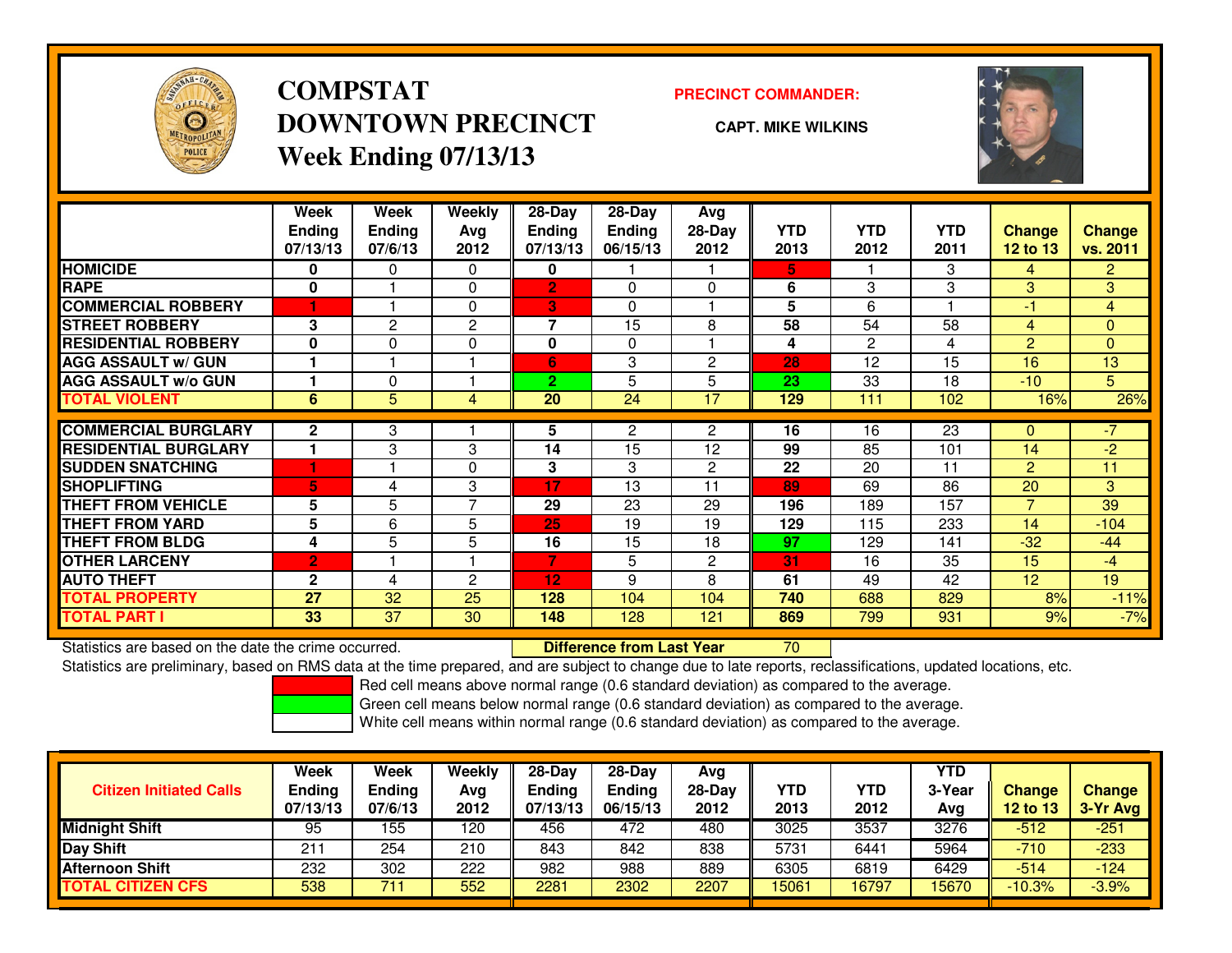# COMPSTAT
# DOWNTOWN PRECINCT
# Week Ending 07/13/13

**PRECINCT COMMANDER:**

**CAPT. MIKE WILKINS**

| | Week Ending 07/13/13 | Week Ending 07/6/13 | Weekly Avg 2012 | 28-Day Ending 07/13/13 | 28-Day Ending 06/15/13 | Avg 28-Day 2012 | YTD 2013 | YTD 2012 | YTD 2011 | Change 12 to 13 | Change vs. 2011 |
|---|---|---|---|---|---|---|---|---|---|---|---|
| HOMICIDE | 0 | 0 | 0 | 0 | 1 | 1 | 5 | 1 | 3 | 4 | 2 |
| RAPE | 0 | 1 | 0 | 2 | 0 | 0 | 6 | 3 | 3 | 3 | 3 |
| COMMERCIAL ROBBERY | 1 | 1 | 0 | 3 | 0 | 1 | 5 | 6 | 1 | -1 | 4 |
| STREET ROBBERY | 3 | 2 | 2 | 7 | 15 | 8 | 58 | 54 | 58 | 4 | 0 |
| RESIDENTIAL ROBBERY | 0 | 0 | 0 | 0 | 0 | 1 | 4 | 2 | 4 | 2 | 0 |
| AGG ASSAULT w/ GUN | 1 | 1 | 1 | 6 | 3 | 2 | 28 | 12 | 15 | 16 | 13 |
| AGG ASSAULT w/o GUN | 1 | 0 | 1 | 2 | 5 | 5 | 23 | 33 | 18 | -10 | 5 |
| TOTAL VIOLENT | 6 | 5 | 4 | 20 | 24 | 17 | 129 | 111 | 102 | 16% | 26% |
| COMMERCIAL BURGLARY | 2 | 3 | 1 | 5 | 2 | 2 | 16 | 16 | 23 | 0 | -7 |
| RESIDENTIAL BURGLARY | 1 | 3 | 3 | 14 | 15 | 12 | 99 | 85 | 101 | 14 | -2 |
| SUDDEN SNATCHING | 1 | 1 | 0 | 3 | 3 | 2 | 22 | 20 | 11 | 2 | 11 |
| SHOPLIFTING | 5 | 4 | 3 | 17 | 13 | 11 | 89 | 69 | 86 | 20 | 3 |
| THEFT FROM VEHICLE | 5 | 5 | 7 | 29 | 23 | 29 | 196 | 189 | 157 | 7 | 39 |
| THEFT FROM YARD | 5 | 6 | 5 | 25 | 19 | 19 | 129 | 115 | 233 | 14 | -104 |
| THEFT FROM BLDG | 4 | 5 | 5 | 16 | 15 | 18 | 97 | 129 | 141 | -32 | -44 |
| OTHER LARCENY | 2 | 1 | 1 | 7 | 5 | 2 | 31 | 16 | 35 | 15 | -4 |
| AUTO THEFT | 2 | 4 | 2 | 12 | 9 | 8 | 61 | 49 | 42 | 12 | 19 |
| TOTAL PROPERTY | 27 | 32 | 25 | 128 | 104 | 104 | 740 | 688 | 829 | 8% | -11% |
| TOTAL PART I | 33 | 37 | 30 | 148 | 128 | 121 | 869 | 799 | 931 | 9% | -7% |

Statistics are based on the date the crime occurred. **Difference from Last Year** 70

Statistics are preliminary, based on RMS data at the time prepared, and are subject to change due to late reports, reclassifications, updated locations, etc.

Red cell means above normal range (0.6 standard deviation) as compared to the average.
Green cell means below normal range (0.6 standard deviation) as compared to the average.
White cell means within normal range (0.6 standard deviation) as compared to the average.

| Citizen Initiated Calls | Week Ending 07/13/13 | Week Ending 07/6/13 | Weekly Avg 2012 | 28-Day Ending 07/13/13 | 28-Day Ending 06/15/13 | Avg 28-Day 2012 | YTD 2013 | YTD 2012 | YTD 3-Year Avg | Change 12 to 13 | Change 3-Yr Avg |
|---|---|---|---|---|---|---|---|---|---|---|---|
| Midnight Shift | 95 | 155 | 120 | 456 | 472 | 480 | 3025 | 3537 | 3276 | -512 | -251 |
| Day Shift | 211 | 254 | 210 | 843 | 842 | 838 | 5731 | 6441 | 5964 | -710 | -233 |
| Afternoon Shift | 232 | 302 | 222 | 982 | 988 | 889 | 6305 | 6819 | 6429 | -514 | -124 |
| TOTAL CITIZEN CFS | 538 | 711 | 552 | 2281 | 2302 | 2207 | 15061 | 16797 | 15670 | -10.3% | -3.9% |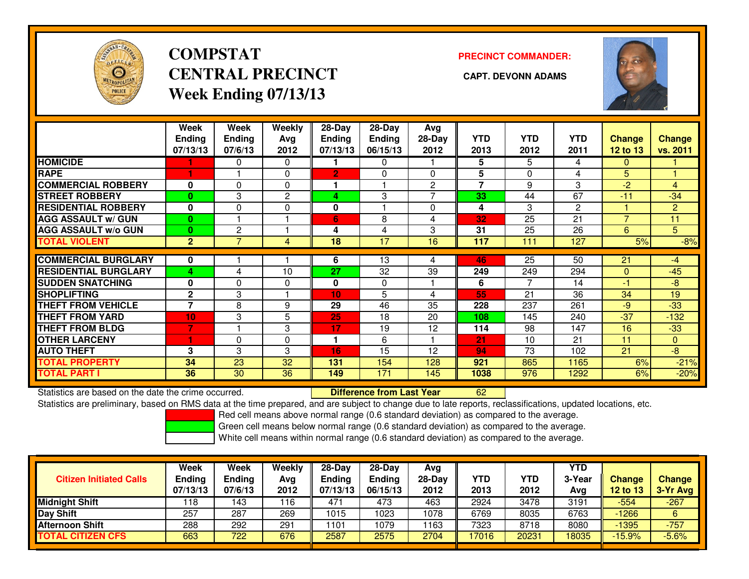# COMPSTAT
# CENTRAL PRECINCT
# Week Ending 07/13/13

**PRECINCT COMMANDER:**

**CAPT. DEVONN ADAMS**

| | Week Ending 07/13/13 | Week Ending 07/6/13 | Weekly Avg 2012 | 28-Day Ending 07/13/13 | 28-Day Ending 06/15/13 | Avg 28-Day 2012 | YTD 2013 | YTD 2012 | YTD 2011 | Change 12 to 13 | Change vs. 2011 |
|---|---|---|---|---|---|---|---|---|---|---|---|
| HOMICIDE | 1 | 0 | 0 | 1 | 0 | 1 | 5 | 5 | 4 | 0 | 1 |
| RAPE | 1 | 1 | 0 | 2 | 0 | 0 | 5 | 0 | 4 | 5 | 1 |
| COMMERCIAL ROBBERY | 0 | 0 | 0 | 1 | 1 | 2 | 7 | 9 | 3 | -2 | 4 |
| STREET ROBBERY | 0 | 3 | 2 | 4 | 3 | 7 | 33 | 44 | 67 | -11 | -34 |
| RESIDENTIAL ROBBERY | 0 | 0 | 0 | 0 | 1 | 0 | 4 | 3 | 2 | 1 | 2 |
| AGG ASSAULT w/ GUN | 0 | 1 | 1 | 6 | 8 | 4 | 32 | 25 | 21 | 7 | 11 |
| AGG ASSAULT w/o GUN | 0 | 2 | 1 | 4 | 4 | 3 | 31 | 25 | 26 | 6 | 5 |
| TOTAL VIOLENT | 2 | 7 | 4 | 18 | 17 | 16 | 117 | 111 | 127 | 5% | -8% |
| COMMERCIAL BURGLARY | 0 | 1 | 1 | 6 | 13 | 4 | 46 | 25 | 50 | 21 | -4 |
| RESIDENTIAL BURGLARY | 4 | 4 | 10 | 27 | 32 | 39 | 249 | 249 | 294 | 0 | -45 |
| SUDDEN SNATCHING | 0 | 0 | 0 | 0 | 0 | 1 | 6 | 7 | 14 | -1 | -8 |
| SHOPLIFTING | 2 | 3 | 1 | 10 | 5 | 4 | 55 | 21 | 36 | 34 | 19 |
| THEFT FROM VEHICLE | 7 | 8 | 9 | 29 | 46 | 35 | 228 | 237 | 261 | -9 | -33 |
| THEFT FROM YARD | 10 | 3 | 5 | 25 | 18 | 20 | 108 | 145 | 240 | -37 | -132 |
| THEFT FROM BLDG | 7 | 1 | 3 | 17 | 19 | 12 | 114 | 98 | 147 | 16 | -33 |
| OTHER LARCENY | 1 | 0 | 0 | 1 | 6 | 1 | 21 | 10 | 21 | 11 | 0 |
| AUTO THEFT | 3 | 3 | 3 | 16 | 15 | 12 | 94 | 73 | 102 | 21 | -8 |
| TOTAL PROPERTY | 34 | 23 | 32 | 131 | 154 | 128 | 921 | 865 | 1165 | 6% | -21% |
| TOTAL PART I | 36 | 30 | 36 | 149 | 171 | 145 | 1038 | 976 | 1292 | 6% | -20% |

Statistics are based on the date the crime occurred. **Difference from Last Year** 62

Statistics are preliminary, based on RMS data at the time prepared, and are subject to change due to late reports, reclassifications, updated locations, etc.

Red cell means above normal range (0.6 standard deviation) as compared to the average.
Green cell means below normal range (0.6 standard deviation) as compared to the average.
White cell means within normal range (0.6 standard deviation) as compared to the average.

| Citizen Initiated Calls | Week Ending 07/13/13 | Week Ending 07/6/13 | Weekly Avg 2012 | 28-Day Ending 07/13/13 | 28-Day Ending 06/15/13 | Avg 28-Day 2012 | YTD 2013 | YTD 2012 | YTD 3-Year Avg | Change 12 to 13 | Change 3-Yr Avg |
|---|---|---|---|---|---|---|---|---|---|---|---|
| Midnight Shift | 118 | 143 | 116 | 471 | 473 | 463 | 2924 | 3478 | 3191 | -554 | -267 |
| Day Shift | 257 | 287 | 269 | 1015 | 1023 | 1078 | 6769 | 8035 | 6763 | -1266 | 6 |
| Afternoon Shift | 288 | 292 | 291 | 1101 | 1079 | 1163 | 7323 | 8718 | 8080 | -1395 | -757 |
| TOTAL CITIZEN CFS | 663 | 722 | 676 | 2587 | 2575 | 2704 | 17016 | 20231 | 18035 | -15.9% | -5.6% |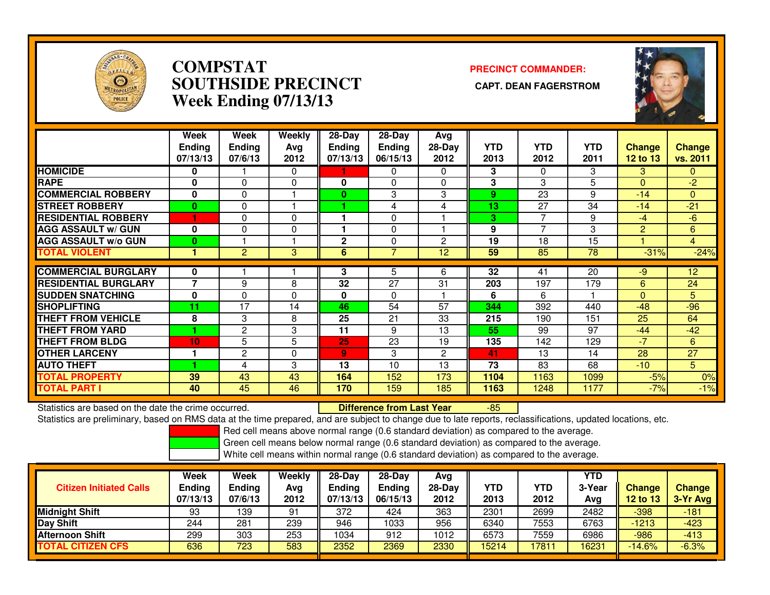# COMPSTAT
# SOUTHSIDE PRECINCT
# Week Ending 07/13/13

**PRECINCT COMMANDER:**

**CAPT. DEAN FAGERSTROM**

| | Week Ending 07/13/13 | Week Ending 07/6/13 | Weekly Avg 2012 | 28-Day Ending 07/13/13 | 28-Day Ending 06/15/13 | Avg 28-Day 2012 | YTD 2013 | YTD 2012 | YTD 2011 | Change 12 to 13 | Change vs. 2011 |
|---|---|---|---|---|---|---|---|---|---|---|---|
| HOMICIDE | 0 | 1 | 0 | 1 | 0 | 0 | 3 | 0 | 3 | 3 | 0 |
| RAPE | 0 | 0 | 0 | 0 | 0 | 0 | 3 | 3 | 5 | 0 | -2 |
| COMMERCIAL ROBBERY | 0 | 0 | 1 | 0 | 3 | 3 | 9 | 23 | 9 | -14 | 0 |
| STREET ROBBERY | 0 | 0 | 1 | 1 | 4 | 4 | 13 | 27 | 34 | -14 | -21 |
| RESIDENTIAL ROBBERY | 1 | 0 | 0 | 1 | 0 | 1 | 3 | 7 | 9 | -4 | -6 |
| AGG ASSAULT w/ GUN | 0 | 0 | 0 | 1 | 0 | 1 | 9 | 7 | 3 | 2 | 6 |
| AGG ASSAULT w/o GUN | 0 | 1 | 1 | 2 | 0 | 2 | 19 | 18 | 15 | 1 | 4 |
| TOTAL VIOLENT | 1 | 2 | 3 | 6 | 7 | 12 | 59 | 85 | 78 | -31% | -24% |
| COMMERCIAL BURGLARY | 0 | 1 | 1 | 3 | 5 | 6 | 32 | 41 | 20 | -9 | 12 |
| RESIDENTIAL BURGLARY | 7 | 9 | 8 | 32 | 27 | 31 | 203 | 197 | 179 | 6 | 24 |
| SUDDEN SNATCHING | 0 | 0 | 0 | 0 | 0 | 1 | 6 | 6 | 1 | 0 | 5 |
| SHOPLIFTING | 11 | 17 | 14 | 46 | 54 | 57 | 344 | 392 | 440 | -48 | -96 |
| THEFT FROM VEHICLE | 8 | 3 | 8 | 25 | 21 | 33 | 215 | 190 | 151 | 25 | 64 |
| THEFT FROM YARD | 1 | 2 | 3 | 11 | 9 | 13 | 55 | 99 | 97 | -44 | -42 |
| THEFT FROM BLDG | 10 | 5 | 5 | 25 | 23 | 19 | 135 | 142 | 129 | -7 | 6 |
| OTHER LARCENY | 1 | 2 | 0 | 9 | 3 | 2 | 41 | 13 | 14 | 28 | 27 |
| AUTO THEFT | 1 | 4 | 3 | 13 | 10 | 13 | 73 | 83 | 68 | -10 | 5 |
| TOTAL PROPERTY | 39 | 43 | 43 | 164 | 152 | 173 | 1104 | 1163 | 1099 | -5% | 0% |
| TOTAL PART I | 40 | 45 | 46 | 170 | 159 | 185 | 1163 | 1248 | 1177 | -7% | -1% |

Statistics are based on the date the crime occurred. **Difference from Last Year** -85

Statistics are preliminary, based on RMS data at the time prepared, and are subject to change due to late reports, reclassifications, updated locations, etc.

Red cell means above normal range (0.6 standard deviation) as compared to the average.
Green cell means below normal range (0.6 standard deviation) as compared to the average.
White cell means within normal range (0.6 standard deviation) as compared to the average.

| Citizen Initiated Calls | Week Ending 07/13/13 | Week Ending 07/6/13 | Weekly Avg 2012 | 28-Day Ending 07/13/13 | 28-Day Ending 06/15/13 | Avg 28-Day 2012 | YTD 2013 | YTD 2012 | YTD 3-Year Avg | Change 12 to 13 | Change 3-Yr Avg |
|---|---|---|---|---|---|---|---|---|---|---|---|
| Midnight Shift | 93 | 139 | 91 | 372 | 424 | 363 | 2301 | 2699 | 2482 | -398 | -181 |
| Day Shift | 244 | 281 | 239 | 946 | 1033 | 956 | 6340 | 7553 | 6763 | -1213 | -423 |
| Afternoon Shift | 299 | 303 | 253 | 1034 | 912 | 1012 | 6573 | 7559 | 6986 | -986 | -413 |
| TOTAL CITIZEN CFS | 636 | 723 | 583 | 2352 | 2369 | 2330 | 15214 | 17811 | 16231 | -14.6% | -6.3% |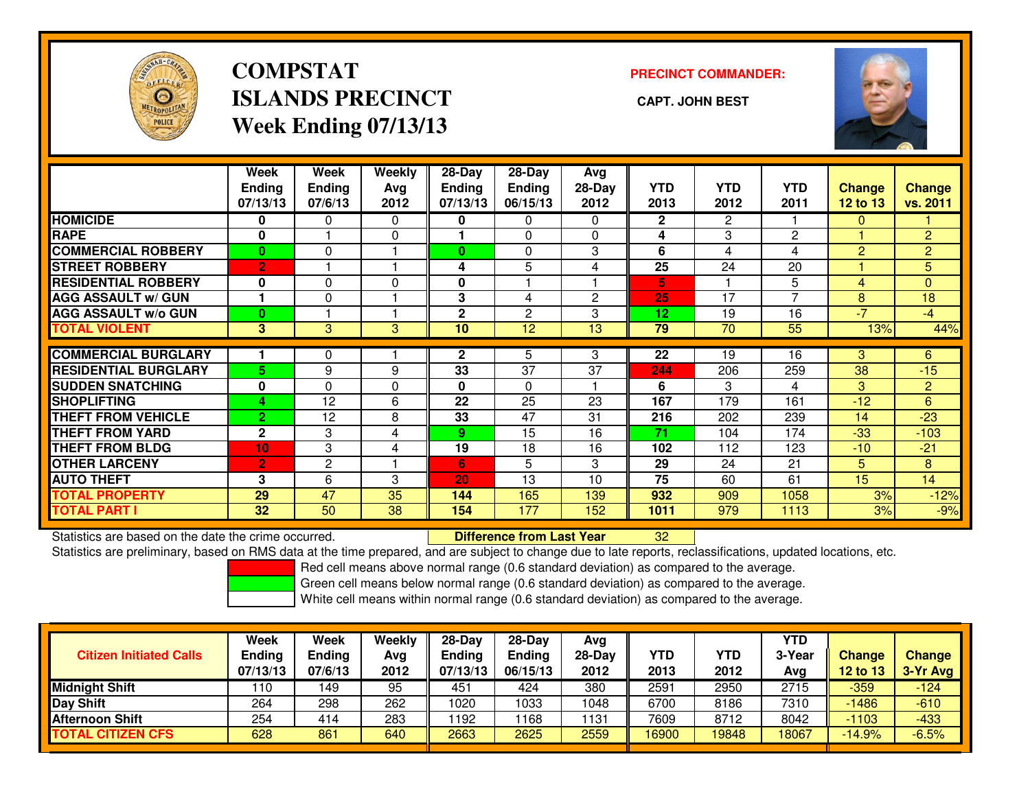# COMPSTAT
# ISLANDS PRECINCT
# Week Ending 07/13/13

**PRECINCT COMMANDER:**

**CAPT. JOHN BEST**

| | Week Ending 07/13/13 | Week Ending 07/6/13 | Weekly Avg 2012 | 28-Day Ending 07/13/13 | 28-Day Ending 06/15/13 | Avg 28-Day 2012 | YTD 2013 | YTD 2012 | YTD 2011 | Change 12 to 13 | Change vs. 2011 |
|---|---|---|---|---|---|---|---|---|---|---|---|
| HOMICIDE | 0 | 0 | 0 | 0 | 0 | 0 | 2 | 2 | 1 | 0 | 1 |
| RAPE | 0 | 1 | 0 | 1 | 0 | 0 | 4 | 3 | 2 | 1 | 2 |
| COMMERCIAL ROBBERY | 0 | 0 | 1 | 0 | 0 | 3 | 6 | 4 | 4 | 2 | 2 |
| STREET ROBBERY | 2 | 1 | 1 | 4 | 5 | 4 | 25 | 24 | 20 | 1 | 5 |
| RESIDENTIAL ROBBERY | 0 | 0 | 0 | 0 | 1 | 1 | 5 | 1 | 5 | 4 | 0 |
| AGG ASSAULT w/ GUN | 1 | 0 | 1 | 3 | 4 | 2 | 25 | 17 | 7 | 8 | 18 |
| AGG ASSAULT w/o GUN | 0 | 1 | 1 | 2 | 2 | 3 | 12 | 19 | 16 | -7 | -4 |
| TOTAL VIOLENT | 3 | 3 | 3 | 10 | 12 | 13 | 79 | 70 | 55 | 13% | 44% |
| COMMERCIAL BURGLARY | 1 | 0 | 1 | 2 | 5 | 3 | 22 | 19 | 16 | 3 | 6 |
| RESIDENTIAL BURGLARY | 5 | 9 | 9 | 33 | 37 | 37 | 244 | 206 | 259 | 38 | -15 |
| SUDDEN SNATCHING | 0 | 0 | 0 | 0 | 0 | 1 | 6 | 3 | 4 | 3 | 2 |
| SHOPLIFTING | 4 | 12 | 6 | 22 | 25 | 23 | 167 | 179 | 161 | -12 | 6 |
| THEFT FROM VEHICLE | 2 | 12 | 8 | 33 | 47 | 31 | 216 | 202 | 239 | 14 | -23 |
| THEFT FROM YARD | 2 | 3 | 4 | 9 | 15 | 16 | 71 | 104 | 174 | -33 | -103 |
| THEFT FROM BLDG | 10 | 3 | 4 | 19 | 18 | 16 | 102 | 112 | 123 | -10 | -21 |
| OTHER LARCENY | 2 | 2 | 1 | 6 | 5 | 3 | 29 | 24 | 21 | 5 | 8 |
| AUTO THEFT | 3 | 6 | 3 | 20 | 13 | 10 | 75 | 60 | 61 | 15 | 14 |
| TOTAL PROPERTY | 29 | 47 | 35 | 144 | 165 | 139 | 932 | 909 | 1058 | 3% | -12% |
| TOTAL PART I | 32 | 50 | 38 | 154 | 177 | 152 | 1011 | 979 | 1113 | 3% | -9% |

Statistics are based on the date the crime occurred. **Difference from Last Year** 32

Statistics are preliminary, based on RMS data at the time prepared, and are subject to change due to late reports, reclassifications, updated locations, etc.

Red cell means above normal range (0.6 standard deviation) as compared to the average.

Green cell means below normal range (0.6 standard deviation) as compared to the average.

White cell means within normal range (0.6 standard deviation) as compared to the average.

| Citizen Initiated Calls | Week Ending 07/13/13 | Week Ending 07/6/13 | Weekly Avg 2012 | 28-Day Ending 07/13/13 | 28-Day Ending 06/15/13 | Avg 28-Day 2012 | YTD 2013 | YTD 2012 | YTD 3-Year Avg | Change 12 to 13 | Change 3-Yr Avg |
|---|---|---|---|---|---|---|---|---|---|---|---|
| Midnight Shift | 110 | 149 | 95 | 451 | 424 | 380 | 2591 | 2950 | 2715 | -359 | -124 |
| Day Shift | 264 | 298 | 262 | 1020 | 1033 | 1048 | 6700 | 8186 | 7310 | -1486 | -610 |
| Afternoon Shift | 254 | 414 | 283 | 1192 | 1168 | 1131 | 7609 | 8712 | 8042 | -1103 | -433 |
| TOTAL CITIZEN CFS | 628 | 861 | 640 | 2663 | 2625 | 2559 | 16900 | 19848 | 18067 | -14.9% | -6.5% |